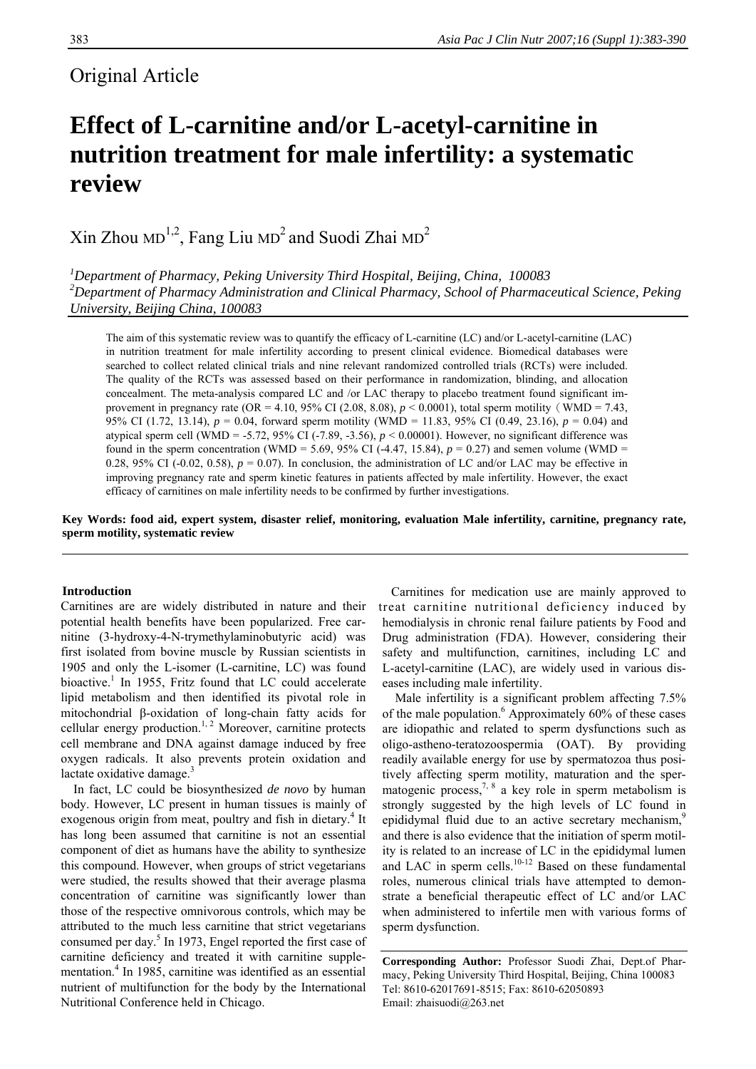Original Article

# Effect of L-carnitine and/or L-acetyl-carnitine in nutrition treatment for male infertility: a systematic review

Xin Zhou MD[1,2], Fang Liu MD[2] and Suodi Zhai MD[2]

[1]*Department of Pharmacy, Peking University Third Hospital, Beijing, China, 100083*
[2]*Department of Pharmacy Administration and Clinical Pharmacy, School of Pharmaceutical Science, Peking University, Beijing China, 100083*

The aim of this systematic review was to quantify the efficacy of L-carnitine (LC) and/or L-acetyl-carnitine (LAC) in nutrition treatment for male infertility according to present clinical evidence. Biomedical databases were searched to collect related clinical trials and nine relevant randomized controlled trials (RCTs) were included. The quality of the RCTs was assessed based on their performance in randomization, blinding, and allocation concealment. The meta-analysis compared LC and /or LAC therapy to placebo treatment found significant improvement in pregnancy rate (OR = 4.10, 95% CI (2.08, 8.08), $p < 0.0001$), total sperm motility（WMD = 7.43, 95% CI (1.72, 13.14), $p = 0.04$, forward sperm motility (WMD = 11.83, 95% CI (0.49, 23.16), $p = 0.04$) and atypical sperm cell (WMD = -5.72, 95% CI (-7.89, -3.56), $p < 0.00001$). However, no significant difference was found in the sperm concentration (WMD = 5.69, 95% CI (-4.47, 15.84), $p = 0.27$) and semen volume (WMD = 0.28, 95% CI (-0.02, 0.58), $p = 0.07$). In conclusion, the administration of LC and/or LAC may be effective in improving pregnancy rate and sperm kinetic features in patients affected by male infertility. However, the exact efficacy of carnitines on male infertility needs to be confirmed by further investigations.

**Key Words: food aid, expert system, disaster relief, monitoring, evaluation Male infertility, carnitine, pregnancy rate, sperm motility, systematic review**

## Introduction

Carnitines are are widely distributed in nature and their potential health benefits have been popularized. Free carnitine (3-hydroxy-4-N-trymethylaminobutyric acid) was first isolated from bovine muscle by Russian scientists in 1905 and only the L-isomer (L-carnitine, LC) was found bioactive.[1] In 1955, Fritz found that LC could accelerate lipid metabolism and then identified its pivotal role in mitochondrial β-oxidation of long-chain fatty acids for cellular energy production.[1, 2] Moreover, carnitine protects cell membrane and DNA against damage induced by free oxygen radicals. It also prevents protein oxidation and lactate oxidative damage.[3]

In fact, LC could be biosynthesized *de novo* by human body. However, LC present in human tissues is mainly of exogenous origin from meat, poultry and fish in dietary.[4] It has long been assumed that carnitine is not an essential component of diet as humans have the ability to synthesize this compound. However, when groups of strict vegetarians were studied, the results showed that their average plasma concentration of carnitine was significantly lower than those of the respective omnivorous controls, which may be attributed to the much less carnitine that strict vegetarians consumed per day.[5] In 1973, Engel reported the first case of carnitine deficiency and treated it with carnitine supplementation.[4] In 1985, carnitine was identified as an essential nutrient of multifunction for the body by the International Nutritional Conference held in Chicago.

Carnitines for medication use are mainly approved to treat carnitine nutritional deficiency induced by hemodialysis in chronic renal failure patients by Food and Drug administration (FDA). However, considering their safety and multifunction, carnitines, including LC and L-acetyl-carnitine (LAC), are widely used in various diseases including male infertility.

Male infertility is a significant problem affecting 7.5% of the male population.[6] Approximately 60% of these cases are idiopathic and related to sperm dysfunctions such as oligo-astheno-teratozoospermia (OAT). By providing readily available energy for use by spermatozoa thus positively affecting sperm motility, maturation and the spermatogenic process,[7, 8] a key role in sperm metabolism is strongly suggested by the high levels of LC found in epididymal fluid due to an active secretary mechanism,[9] and there is also evidence that the initiation of sperm motility is related to an increase of LC in the epididymal lumen and LAC in sperm cells.[10-12] Based on these fundamental roles, numerous clinical trials have attempted to demonstrate a beneficial therapeutic effect of LC and/or LAC when administered to infertile men with various forms of sperm dysfunction.

**Corresponding Author:** Professor Suodi Zhai, Dept.of Pharmacy, Peking University Third Hospital, Beijing, China 100083
Tel: 8610-62017691-8515; Fax: 8610-62050893
Email: zhaisuodi@263.net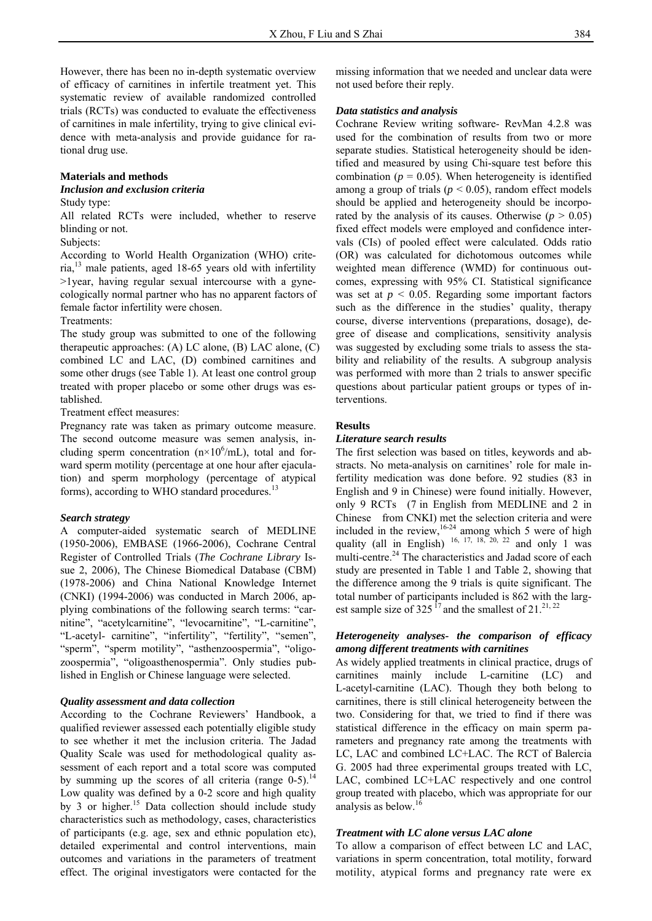However, there has been no in-depth systematic overview of efficacy of carnitines in infertile treatment yet. This systematic review of available randomized controlled trials (RCTs) was conducted to evaluate the effectiveness of carnitines in male infertility, trying to give clinical evidence with meta-analysis and provide guidance for rational drug use.

## Materials and methods

### *Inclusion and exclusion criteria*

Study type:

All related RCTs were included, whether to reserve blinding or not.

Subjects:

According to World Health Organization (WHO) criteria,[13] male patients, aged 18-65 years old with infertility >1year, having regular sexual intercourse with a gynecologically normal partner who has no apparent factors of female factor infertility were chosen.

Treatments:

The study group was submitted to one of the following therapeutic approaches: (A) LC alone, (B) LAC alone, (C) combined LC and LAC, (D) combined carnitines and some other drugs (see Table 1). At least one control group treated with proper placebo or some other drugs was established.

Treatment effect measures:

Pregnancy rate was taken as primary outcome measure. The second outcome measure was semen analysis, including sperm concentration ($n\times10^6$/mL), total and forward sperm motility (percentage at one hour after ejaculation) and sperm morphology (percentage of atypical forms), according to WHO standard procedures.[13]

### *Search strategy*

A computer-aided systematic search of MEDLINE (1950-2006), EMBASE (1966-2006), Cochrane Central Register of Controlled Trials (*The Cochrane Library* Issue 2, 2006), The Chinese Biomedical Database (CBM) (1978-2006) and China National Knowledge Internet (CNKI) (1994-2006) was conducted in March 2006, applying combinations of the following search terms: "carnitine", "acetylcarnitine", "levocarnitine", "L-carnitine", "L-acetyl- carnitine", "infertility", "fertility", "semen", "sperm", "sperm motility", "asthenzoospermia", "oligozoospermia", "oligoasthenospermia". Only studies published in English or Chinese language were selected.

### *Quality assessment and data collection*

According to the Cochrane Reviewers' Handbook, a qualified reviewer assessed each potentially eligible study to see whether it met the inclusion criteria. The Jadad Quality Scale was used for methodological quality assessment of each report and a total score was computed by summing up the scores of all criteria (range 0-5).[14] Low quality was defined by a 0-2 score and high quality by 3 or higher.[15] Data collection should include study characteristics such as methodology, cases, characteristics of participants (e.g. age, sex and ethnic population etc), detailed experimental and control interventions, main outcomes and variations in the parameters of treatment effect. The original investigators were contacted for the missing information that we needed and unclear data were not used before their reply.

### *Data statistics and analysis*

Cochrane Review writing software- RevMan 4.2.8 was used for the combination of results from two or more separate studies. Statistical heterogeneity should be identified and measured by using Chi-square test before this combination ($p = 0.05$). When heterogeneity is identified among a group of trials ($p < 0.05$), random effect models should be applied and heterogeneity should be incorporated by the analysis of its causes. Otherwise ($p > 0.05$) fixed effect models were employed and confidence intervals (CIs) of pooled effect were calculated. Odds ratio (OR) was calculated for dichotomous outcomes while weighted mean difference (WMD) for continuous outcomes, expressing with 95% CI. Statistical significance was set at $p < 0.05$. Regarding some important factors such as the difference in the studies' quality, therapy course, diverse interventions (preparations, dosage), degree of disease and complications, sensitivity analysis was suggested by excluding some trials to assess the stability and reliability of the results. A subgroup analysis was performed with more than 2 trials to answer specific questions about particular patient groups or types of interventions.

## Results

### *Literature search results*

The first selection was based on titles, keywords and abstracts. No meta-analysis on carnitines' role for male infertility medication was done before. 92 studies (83 in English and 9 in Chinese) were found initially. However, only 9 RCTs (7 in English from MEDLINE and 2 in Chinese from CNKI) met the selection criteria and were included in the review,[16-24] among which 5 were of high quality (all in English) [16, 17, 18, 20, 22] and only 1 was multi-centre.[24] The characteristics and Jadad score of each study are presented in Table 1 and Table 2, showing that the difference among the 9 trials is quite significant. The total number of participants included is 862 with the largest sample size of 325 [17] and the smallest of 21.[21, 22]

### *Heterogeneity analyses- the comparison of efficacy among different treatments with carnitines*

As widely applied treatments in clinical practice, drugs of carnitines mainly include L-carnitine (LC) and L-acetyl-carnitine (LAC). Though they both belong to carnitines, there is still clinical heterogeneity between the two. Considering for that, we tried to find if there was statistical difference in the efficacy on main sperm parameters and pregnancy rate among the treatments with LC, LAC and combined LC+LAC. The RCT of Balercia G. 2005 had three experimental groups treated with LC, LAC, combined LC+LAC respectively and one control group treated with placebo, which was appropriate for our analysis as below.[16]

### *Treatment with LC alone versus LAC alone*

To allow a comparison of effect between LC and LAC, variations in sperm concentration, total motility, forward motility, atypical forms and pregnancy rate were ex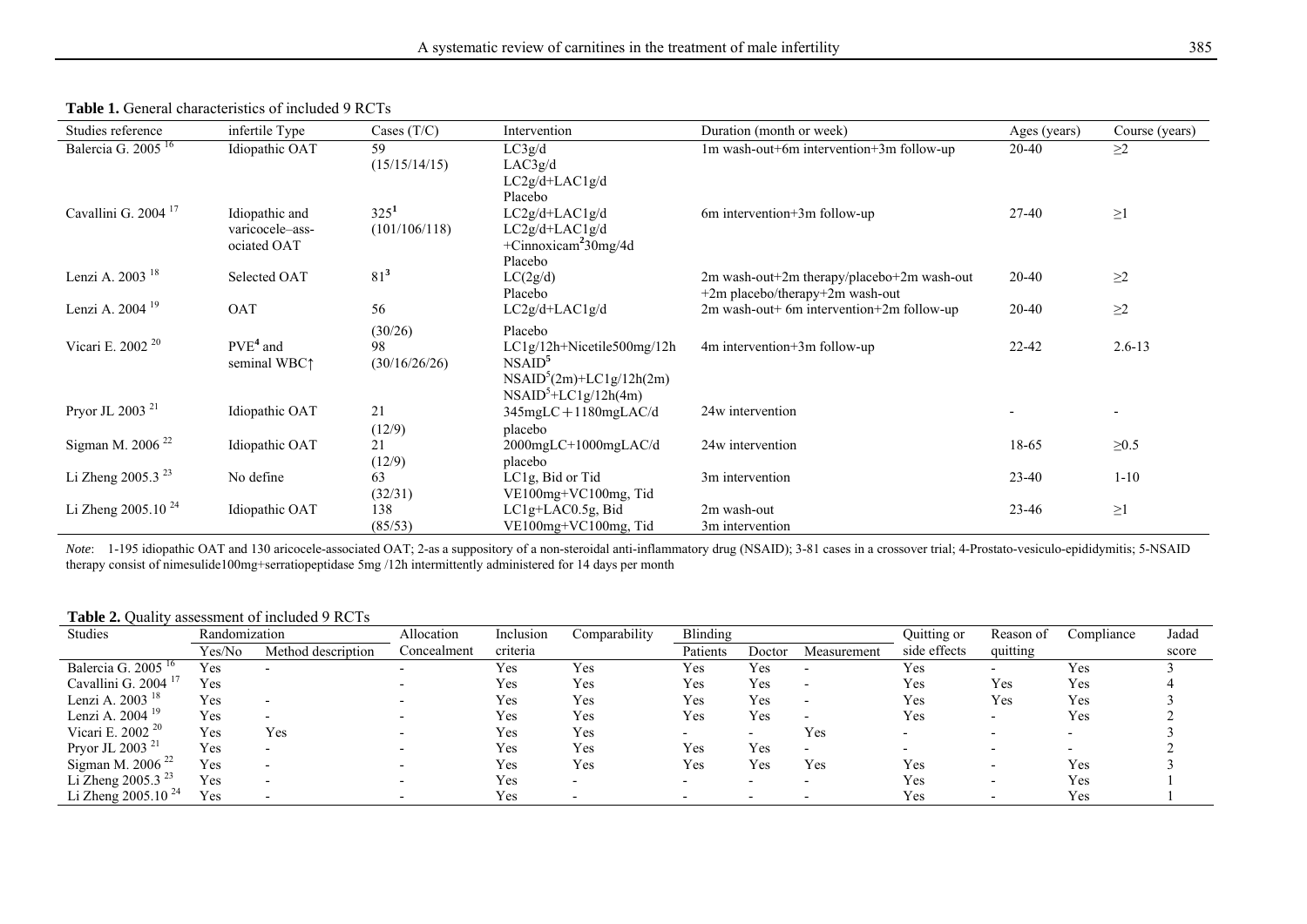**Table 1.** General characteristics of included 9 RCTs

| Studies reference | infertile Type | Cases (T/C) | Intervention | Duration (month or week) | Ages (years) | Course (years) |
|---|---|---|---|---|---|---|
| Balercia G. 2005 [16] | Idiopathic OAT | 59 (15/15/14/15) | LC3g/d<br>LAC3g/d<br>LC2g/d+LAC1g/d<br>Placebo | 1m wash-out+6m intervention+3m follow-up | 20-40 | ≥2 |
| Cavallini G. 2004 [17] | Idiopathic and varicocele–associated OAT | 325[1] (101/106/118) | LC2g/d+LAC1g/d<br>LC2g/d+LAC1g/d +Cinnoxicam[2]30mg/4d<br>Placebo | 6m intervention+3m follow-up | 27-40 | ≥1 |
| Lenzi A. 2003 [18] | Selected OAT | 81[3] | LC(2g/d)<br>Placebo | 2m wash-out+2m therapy/placebo+2m wash-out +2m placebo/therapy+2m wash-out | 20-40 | ≥2 |
| Lenzi A. 2004 [19] | OAT | 56 (30/26) | LC2g/d+LAC1g/d<br>Placebo | 2m wash-out+ 6m intervention+2m follow-up | 20-40 | ≥2 |
| Vicari E. 2002 [20] | PVE[4] and seminal WBC↑ | 98 (30/16/26/26) | LC1g/12h+Nicetile500mg/12h<br>NSAID[5]<br>NSAID[5](2m)+LC1g/12h(2m)<br>NSAID[5]+LC1g/12h(4m) | 4m intervention+3m follow-up | 22-42 | 2.6-13 |
| Pryor JL 2003 [21] | Idiopathic OAT | 21 (12/9) | 345mgLC＋1180mgLAC/d<br>placebo | 24w intervention | - | - |
| Sigman M. 2006 [22] | Idiopathic OAT | 21 (12/9) | 2000mgLC+1000mgLAC/d<br>placebo | 24w intervention | 18-65 | ≥0.5 |
| Li Zheng 2005.3 [23] | No define | 63 (32/31) | LC1g, Bid or Tid<br>VE100mg+VC100mg, Tid | 3m intervention | 23-40 | 1-10 |
| Li Zheng 2005.10 [24] | Idiopathic OAT | 138 (85/53) | LC1g+LAC0.5g, Bid<br>VE100mg+VC100mg, Tid | 2m wash-out<br>3m intervention | 23-46 | ≥1 |

*Note*: 1-195 idiopathic OAT and 130 aricocele-associated OAT; 2-as a suppository of a non-steroidal anti-inflammatory drug (NSAID); 3-81 cases in a crossover trial; 4-Prostato-vesiculo-epididymitis; 5-NSAID therapy consist of nimesulide100mg+serratiopeptidase 5mg /12h intermittently administered for 14 days per month

**Table 2.** Quality assessment of included 9 RCTs

| Studies | Randomization | | Allocation Concealment | Inclusion criteria | Comparability | Blinding | | | Quitting or side effects | Reason of quitting | Compliance | Jadad score |
|---|---|---|---|---|---|---|---|---|---|---|---|---|
| | Yes/No | Method description | | | | Patients | Doctor | Measurement | | | | |
| Balercia G. 2005 [16] | Yes | - | - | Yes | Yes | Yes | Yes | - | Yes | - | Yes | 3 |
| Cavallini G. 2004 [17] | Yes | | - | Yes | Yes | Yes | Yes | - | Yes | Yes | Yes | 4 |
| Lenzi A. 2003 [18] | Yes | - | - | Yes | Yes | Yes | Yes | - | Yes | Yes | Yes | 3 |
| Lenzi A. 2004 [19] | Yes | - | - | Yes | Yes | Yes | Yes | - | Yes | - | Yes | 2 |
| Vicari E. 2002 [20] | Yes | Yes | - | Yes | Yes | - | - | Yes | - | - | - | 3 |
| Pryor JL 2003 [21] | Yes | - | - | Yes | Yes | Yes | Yes | - | - | - | - | 2 |
| Sigman M. 2006 [22] | Yes | - | - | Yes | Yes | Yes | Yes | Yes | Yes | - | Yes | 3 |
| Li Zheng 2005.3 [23] | Yes | - | - | Yes | - | - | - | - | Yes | - | Yes | 1 |
| Li Zheng 2005.10 [24] | Yes | - | - | Yes | - | - | - | - | Yes | - | Yes | 1 |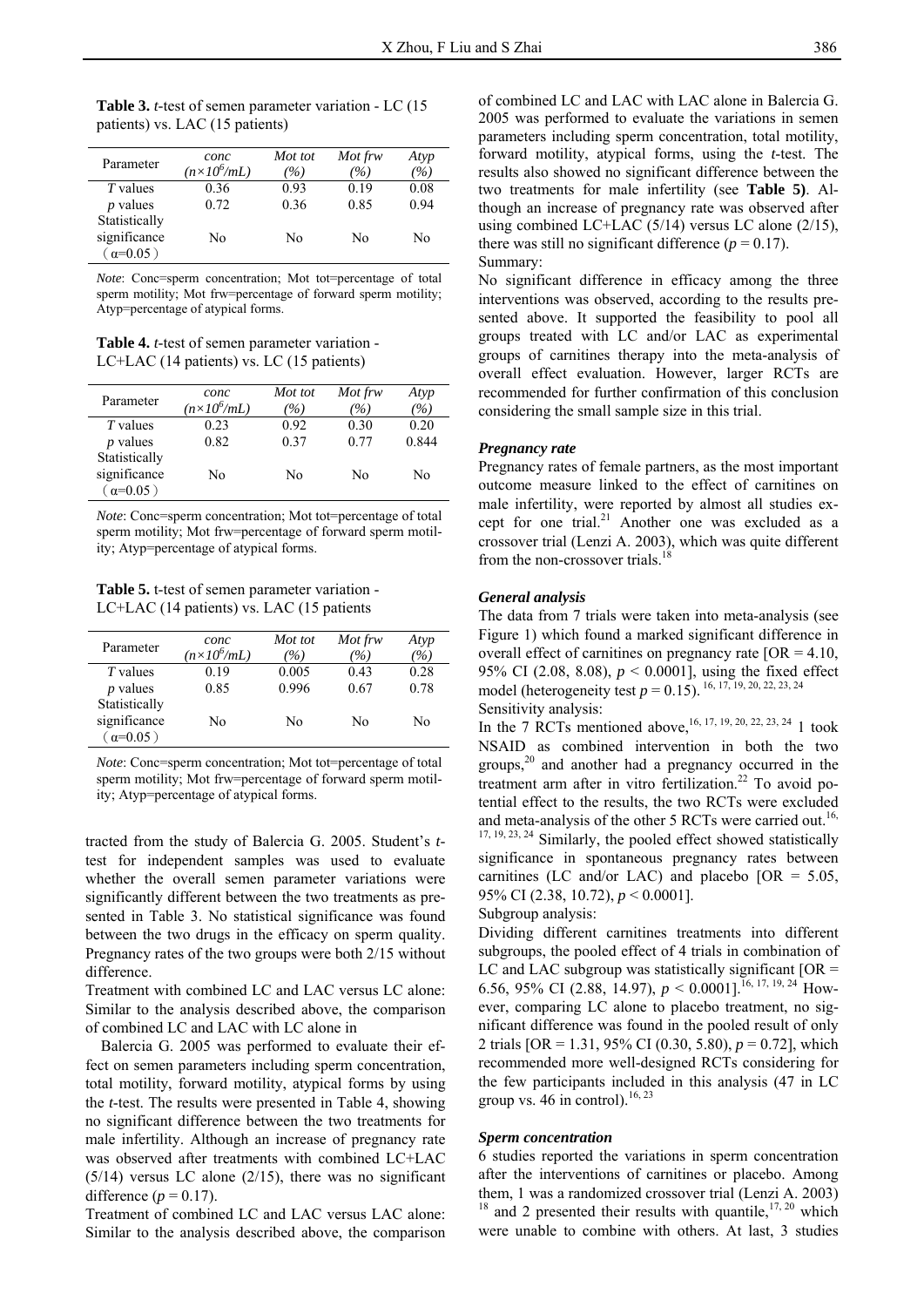**Table 3.** *t*-test of semen parameter variation - LC (15 patients) vs. LAC (15 patients)

| Parameter | *conc* $(n\times10^6/mL)$ | *Mot tot* (%) | *Mot frw* (%) | *Atyp* (%) |
|---|---|---|---|---|
| *T* values | 0.36 | 0.93 | 0.19 | 0.08 |
| *p* values | 0.72 | 0.36 | 0.85 | 0.94 |
| Statistically significance （α=0.05） | No | No | No | No |

*Note*: Conc=sperm concentration; Mot tot=percentage of total sperm motility; Mot frw=percentage of forward sperm motility; Atyp=percentage of atypical forms.

**Table 4.** *t*-test of semen parameter variation - LC+LAC (14 patients) vs. LC (15 patients)

| Parameter | *conc* $(n\times10^6/mL)$ | *Mot tot* (%) | *Mot frw* (%) | *Atyp* (%) |
|---|---|---|---|---|
| *T* values | 0.23 | 0.92 | 0.30 | 0.20 |
| *p* values | 0.82 | 0.37 | 0.77 | 0.844 |
| Statistically significance （α=0.05） | No | No | No | No |

*Note*: Conc=sperm concentration; Mot tot=percentage of total sperm motility; Mot frw=percentage of forward sperm motility; Atyp=percentage of atypical forms.

**Table 5.** t-test of semen parameter variation - LC+LAC (14 patients) vs. LAC (15 patients

| Parameter | *conc* $(n\times10^6/mL)$ | *Mot tot* (%) | *Mot frw* (%) | *Atyp* (%) |
|---|---|---|---|---|
| *T* values | 0.19 | 0.005 | 0.43 | 0.28 |
| *p* values | 0.85 | 0.996 | 0.67 | 0.78 |
| Statistically significance （α=0.05） | No | No | No | No |

*Note*: Conc=sperm concentration; Mot tot=percentage of total sperm motility; Mot frw=percentage of forward sperm motility; Atyp=percentage of atypical forms.

tracted from the study of Balercia G. 2005. Student's *t*-test for independent samples was used to evaluate whether the overall semen parameter variations were significantly different between the two treatments as presented in Table 3. No statistical significance was found between the two drugs in the efficacy on sperm quality. Pregnancy rates of the two groups were both 2/15 without difference.

Treatment with combined LC and LAC versus LC alone: Similar to the analysis described above, the comparison of combined LC and LAC with LC alone in

Balercia G. 2005 was performed to evaluate their effect on semen parameters including sperm concentration, total motility, forward motility, atypical forms by using the *t*-test. The results were presented in Table 4, showing no significant difference between the two treatments for male infertility. Although an increase of pregnancy rate was observed after treatments with combined LC+LAC (5/14) versus LC alone (2/15), there was no significant difference ($p = 0.17$).

Treatment of combined LC and LAC versus LAC alone: Similar to the analysis described above, the comparison of combined LC and LAC with LAC alone in Balercia G. 2005 was performed to evaluate the variations in semen parameters including sperm concentration, total motility, forward motility, atypical forms, using the *t*-test. The results also showed no significant difference between the two treatments for male infertility (see **Table 5**). Although an increase of pregnancy rate was observed after using combined LC+LAC (5/14) versus LAC alone (2/15), there was still no significant difference ($p = 0.17$).

Summary:

No significant difference in efficacy among the three interventions was observed, according to the results presented above. It supported the feasibility to pool all groups treated with LC and/or LAC as experimental groups of carnitines therapy into the meta-analysis of overall effect evaluation. However, larger RCTs are recommended for further confirmation of this conclusion considering the small sample size in this trial.

### *Pregnancy rate*

Pregnancy rates of female partners, as the most important outcome measure linked to the effect of carnitines on male infertility, were reported by almost all studies except for one trial.[21] Another one was excluded as a crossover trial (Lenzi A. 2003), which was quite different from the non-crossover trials.[18]

### *General analysis*

The data from 7 trials were taken into meta-analysis (see Figure 1) which found a marked significant difference in overall effect of carnitines on pregnancy rate [OR = 4.10, 95% CI (2.08, 8.08), $p < 0.0001$], using the fixed effect model (heterogeneity test $p = 0.15$).[16, 17, 19, 20, 22, 23, 24]

Sensitivity analysis:

In the 7 RCTs mentioned above,[16, 17, 19, 20, 22, 23, 24] 1 took NSAID as combined intervention in both the two groups,[20] and another had a pregnancy occurred in the treatment arm after in vitro fertilization.[22] To avoid potential effect to the results, the two RCTs were excluded and meta-analysis of the other 5 RCTs were carried out.[16, 17, 19, 23, 24] Similarly, the pooled effect showed statistically significance in spontaneous pregnancy rates between carnitines (LC and/or LAC) and placebo [OR = 5.05, 95% CI (2.38, 10.72), $p < 0.0001$].

Subgroup analysis:

Dividing different carnitines treatments into different subgroups, the pooled effect of 4 trials in combination of LC and LAC subgroup was statistically significant [OR = 6.56, 95% CI (2.88, 14.97), $p < 0.0001$].[16, 17, 19, 24] However, comparing LC alone to placebo treatment, no significant difference was found in the pooled result of only 2 trials [OR = 1.31, 95% CI (0.30, 5.80), $p = 0.72$], which recommended more well-designed RCTs considering for the few participants included in this analysis (47 in LC group vs. 46 in control).[16, 23]

### *Sperm concentration*

6 studies reported the variations in sperm concentration after the interventions of carnitines or placebo. Among them, 1 was a randomized crossover trial (Lenzi A. 2003) [18] and 2 presented their results with quantile,[17, 20] which were unable to combine with others. At last, 3 studies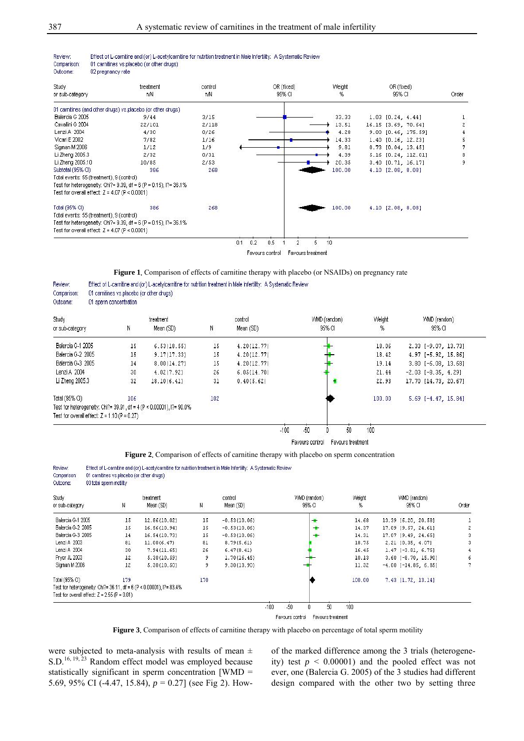Review: Effect of L-carnitine and (or) L-acetylcarnitine for nutrition treatment in Male Infertility: A Systematic Review
Comparison: 01 carnitines vs placebo (or other drugs)
Outcome: 02 pregnancy rate

| Study or sub-category | treatment n/N | control n/N | Weight % | OR (fixed) 95% CI | Order |
|---|---|---|---|---|---|
| 01 carnitines (and other drugs) vs placebo (or other drugs) | | | | | |
| Balercia G 2005 | 9/44 | 3/15 | 33.33 | 1.03 [0.24, 4.44] | 1 |
| Cavallini G 2004 | 22/101 | 2/118 | 13.51 | 16.15 [3.69, 70.64] | 2 |
| Lenzi A 2004 | 4/30 | 0/26 | 4.28 | 9.00 [0.46, 175.59] | 4 |
| Vicari E 2002 | 7/82 | 1/16 | 14.33 | 1.40 [0.16, 12.23] | 5 |
| Sigman M 2006 | 1/12 | 1/9 | 9.81 | 0.73 [0.04, 13.45] | 7 |
| Li Zheng 2005.3 | 2/32 | 0/31 | 4.39 | 5.16 [0.24, 112.01] | 8 |
| Li Zheng 2005.10 | 10/85 | 2/53 | 20.35 | 3.40 [0.71, 16.17] | 9 |
| Subtotal (95% CI) | 386 | 268 | 100.00 | 4.10 [2.08, 8.08] | |
| Total (95% CI) | 386 | 268 | 100.00 | 4.10 [2.08, 8.08] | |

Subtotal: Total events: 55 (treatment), 9 (control)
Test for heterogeneity: Chi² = 9.39, df = 6 (P = 0.15), I² = 36.1%
Test for overall effect: Z = 4.07 (P < 0.0001)

Total: Total events: 55 (treatment), 9 (control)
Test for heterogeneity: Chi² = 9.39, df = 6 (P = 0.15), I² = 36.1%
Test for overall effect: Z = 4.07 (P < 0.0001)

Favours control — Favours treatment

**Figure 1**. Comparison of effects of carnitine therapy with placebo (or NSAIDs) on pregnancy rate

Review: Effect of L-carnitine and (or) L-acetylcarnitine for nutrition treatment in Male Infertility: A Systematic Review
Comparison: 01 carnitines vs placebo (or other drugs)
Outcome: 01 sperm concentration

| Study or sub-category | N | treatment Mean (SD) | N | control Mean (SD) | Weight % | WMD (random) 95% CI |
|---|---|---|---|---|---|---|
| Balercia G-1 2005 | 15 | 6.53 (18.55) | 15 | 4.20 (12.77) | 18.06 | 2.33 [-9.07, 13.73] |
| Balercia G-2 2005 | 15 | 9.17 (17.33) | 15 | 4.20 (12.77) | 18.42 | 4.97 [-5.92, 15.86] |
| Balercia G-3 2005 | 14 | 8.00 (14.27) | 15 | 4.20 (12.77) | 19.14 | 3.80 [-6.08, 13.68] |
| Lenzi A 2004 | 30 | 4.02 (7.92) | 26 | 6.05 (14.70) | 21.44 | -2.03 [-8.35, 4.29] |
| Li Zheng 2005.3 | 32 | 18.10 (6.41) | 31 | 0.40 (5.62) | 22.93 | 17.70 [14.73, 20.67] |
| Total (95% CI) | 106 | | 102 | | 100.00 | 5.69 [-4.47, 15.84] |

Test for heterogeneity: Chi² = 39.91, df = 4 (P < 0.00001), I² = 90.0%
Test for overall effect: Z = 1.10 (P = 0.27)

Favours control — Favours treatment

**Figure 2**. Comparison of effects of carnitine therapy with placebo on sperm concentration

Review: Effect of L-carnitine and (or) L-acetylcarnitine for nutrition treatment in Male Infertility: A Systematic Review
Comparison: 01 carnitines vs placebo (or other drugs)
Outcome: 03 total sperm motility

| Study or sub-category | N | treatment Mean (SD) | N | control Mean (SD) | Weight % | WMD (random) 95% CI | Order |
|---|---|---|---|---|---|---|---|
| Balercia G-1 2005 | 15 | 12.86 (10.02) | 15 | -0.53 (10.06) | 14.68 | 13.39 [6.20, 20.58] | 1 |
| Balercia G-2 2005 | 15 | 16.56 (10.94) | 15 | -0.53 (10.06) | 14.37 | 17.09 [9.57, 24.61] | 2 |
| Balercia G-3 2005 | 14 | 16.54 (10.73) | 15 | -0.53 (10.06) | 14.31 | 17.07 [9.49, 24.65] | 3 |
| Lenzi A 2003 | 81 | 11.00 (6.47) | 81 | 8.79 (5.61) | 18.75 | 2.21 [0.35, 4.07] | 3 |
| Lenzi A 2004 | 30 | 7.94 (11.65) | 26 | 6.47 (8.41) | 16.45 | 1.47 [-3.81, 6.75] | 4 |
| Pryor JL 2003 | 12 | 5.30 (10.59) | 9 | 1.70 (15.45) | 10.13 | 3.60 [-8.70, 15.90] | 6 |
| Sigman M 2006 | 12 | 5.30 (10.50) | 9 | 9.30 (13.90) | 11.32 | -4.00 [-14.85, 6.85] | 7 |
| Total (95% CI) | 179 | | 170 | | 100.00 | 7.43 [1.72, 13.14] | |

Test for heterogeneity: Chi² = 36.11, df = 6 (P < 0.00001), I² = 83.4%
Test for overall effect: Z = 2.55 (P = 0.01)

Favours control — Favours treatment

**Figure 3**. Comparison of effects of carnitine therapy with placebo on percentage of total sperm motility

were subjected to meta-analysis with results of mean ± S.D.[16, 19, 23] Random effect model was employed because of the marked difference among the 3 trials (heterogeneity) test $p < 0.00001$) and the pooled effect was not statistically significant in sperm concentration [WMD = 5.69, 95% CI (-4.47, 15.84), $p = 0.27$] (see Fig 2). However, one (Balercia G. 2005) of the 3 studies had different design compared with the other two by setting three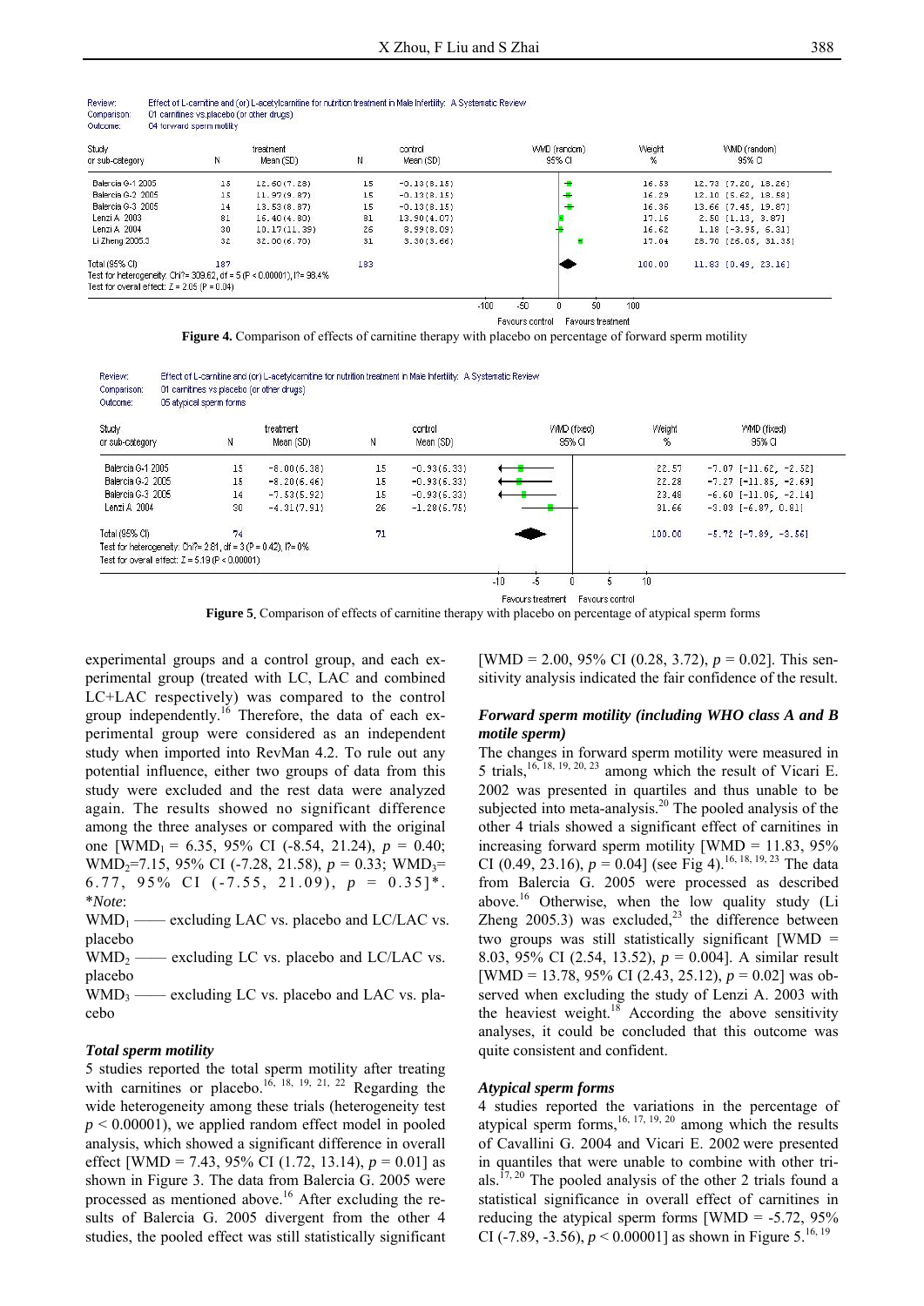Review: Effect of L-carnitine and (or) L-acetylcarnitine for nutrition treatment in Male Infertility: A Systematic Review
Comparison: 01 carnitines vs.placebo (or other drugs)
Outcome: 04 forward sperm motility

| Study or sub-category | N | treatment Mean (SD) | N | control Mean (SD) | WMD (random) 95% CI | Weight % | WMD (random) 95% CI |
|---|---|---|---|---|---|---|---|
| Balercia G-1 2005 | 15 | 12.60(7.28) | 15 | -0.13(8.15) | | 16.53 | 12.73 [7.20, 18.26] |
| Balercia G-2 2005 | 15 | 11.97(9.87) | 15 | -0.13(8.15) | | 16.29 | 12.10 [5.62, 18.58] |
| Balercia G-3 2005 | 14 | 13.53(8.87) | 15 | -0.13(8.15) | | 16.35 | 13.66 [7.45, 19.87] |
| Lenzi A 2003 | 81 | 16.40(4.80) | 81 | 13.90(4.07) | | 17.15 | 2.50 [1.13, 3.87] |
| Lenzi A 2004 | 30 | 10.17(11.39) | 26 | 8.99(8.09) | | 16.62 | 1.18 [-3.95, 6.31] |
| Li Zheng 2005.3 | 32 | 32.00(6.70) | 31 | 3.30(3.66) | | 17.04 | 28.70 [26.05, 31.35] |
| Total (95% CI) | 187 | | 183 | | | 100.00 | 11.83 [0.49, 23.16] |

Test for heterogeneity: Chi² = 309.62, df = 5 (P < 0.00001), I² = 98.4%
Test for overall effect: Z = 2.05 (P = 0.04)

-100 -50 0 50 100
Favours control Favours treatment

**Figure 4.** Comparison of effects of carnitine therapy with placebo on percentage of forward sperm motility

Review: Effect of L-carnitine and (or) L-acetylcarnitine for nutrition treatment in Male Infertility: A Systematic Review
Comparison: 01 carnitines vs placebo (or other drugs)
Outcome: 05 atypical sperm forms

| Study or sub-category | N | treatment Mean (SD) | N | control Mean (SD) | WMD (fixed) 95% CI | Weight % | WMD (fixed) 95% CI |
|---|---|---|---|---|---|---|---|
| Balercia G-1 2005 | 15 | -8.00(6.38) | 15 | -0.93(6.33) | | 22.57 | -7.07 [-11.62, -2.52] |
| Balercia G-2 2005 | 15 | -8.20(6.46) | 15 | -0.93(6.33) | | 22.28 | -7.27 [-11.85, -2.69] |
| Balercia G-3 2005 | 14 | -7.53(5.92) | 15 | -0.93(6.33) | | 23.48 | -6.60 [-11.06, -2.14] |
| Lenzi A 2004 | 30 | -4.31(7.91) | 26 | -1.28(6.75) | | 31.66 | -3.03 [-6.87, 0.81] |
| Total (95% CI) | 74 | | 71 | | | 100.00 | -5.72 [-7.89, -3.56] |

Test for heterogeneity: Chi² = 2.81, df = 3 (P = 0.42), I² = 0%
Test for overall effect: Z = 5.19 (P < 0.00001)

-10 -5 0 5 10
Favours treatment Favours control

**Figure 5**. Comparison of effects of carnitine therapy with placebo on percentage of atypical sperm forms

experimental groups and a control group, and each experimental group (treated with LC, LAC and combined LC+LAC respectively) was compared to the control group independently.[16] Therefore, the data of each experimental group were considered as an independent study when imported into RevMan 4.2. To rule out any potential influence, either two groups of data from this study were excluded and the rest data were analyzed again. The results showed no significant difference among the three analyses or compared with the original one [$WMD_1$ = 6.35, 95% CI (-8.54, 21.24), $p$ = 0.40; $WMD_2$=7.15, 95% CI (-7.28, 21.58), $p$ = 0.33; $WMD_3$= 6.77, 95% CI (-7.55, 21.09), $p$ = 0.35]*.
**Note*:
$WMD_1$ —— excluding LAC vs. placebo and LC/LAC vs. placebo
$WMD_2$ —— excluding LC vs. placebo and LC/LAC vs. placebo
$WMD_3$ —— excluding LC vs. placebo and LAC vs. placebo

### *Total sperm motility*

5 studies reported the total sperm motility after treating with carnitines or placebo.[16, 18, 19, 21, 22] Regarding the wide heterogeneity among these trials (heterogeneity test $p$ < 0.00001), we applied random effect model in pooled analysis, which showed a significant difference in overall effect [WMD = 7.43, 95% CI (1.72, 13.14), $p$ = 0.01] as shown in Figure 3. The data from Balercia G. 2005 were processed as mentioned above.[16] After excluding the results of Balercia G. 2005 divergent from the other 4 studies, the pooled effect was still statistically significant [WMD = 2.00, 95% CI (0.28, 3.72), $p$ = 0.02]. This sensitivity analysis indicated the fair confidence of the result.

### *Forward sperm motility (including WHO class A and B motile sperm)*

The changes in forward sperm motility were measured in 5 trials,[16, 18, 19, 20, 23] among which the result of Vicari E. 2002 was presented in quartiles and thus unable to be subjected into meta-analysis.[20] The pooled analysis of the other 4 trials showed a significant effect of carnitines in increasing forward sperm motility [WMD = 11.83, 95% CI (0.49, 23.16), $p$ = 0.04] (see Fig 4).[16, 18, 19, 23] The data from Balercia G. 2005 were processed as described above.[16] Otherwise, when the low quality study (Li Zheng 2005.3) was excluded,[23] the difference between two groups was still statistically significant [WMD = 8.03, 95% CI (2.54, 13.52), $p$ = 0.004]. A similar result [WMD = 13.78, 95% CI (2.43, 25.12), $p$ = 0.02] was observed when excluding the study of Lenzi A. 2003 with the heaviest weight.[18] According the above sensitivity analyses, it could be concluded that this outcome was quite consistent and confident.

### *Atypical sperm forms*

4 studies reported the variations in the percentage of atypical sperm forms,[16, 17, 19, 20] among which the results of Cavallini G. 2004 and Vicari E. 2002 were presented in quantiles that were unable to combine with other trials.[17, 20] The pooled analysis of the other 2 trials found a statistical significance in overall effect of carnitines in reducing the atypical sperm forms [WMD = -5.72, 95% CI (-7.89, -3.56), $p$ < 0.00001] as shown in Figure 5.[16, 19]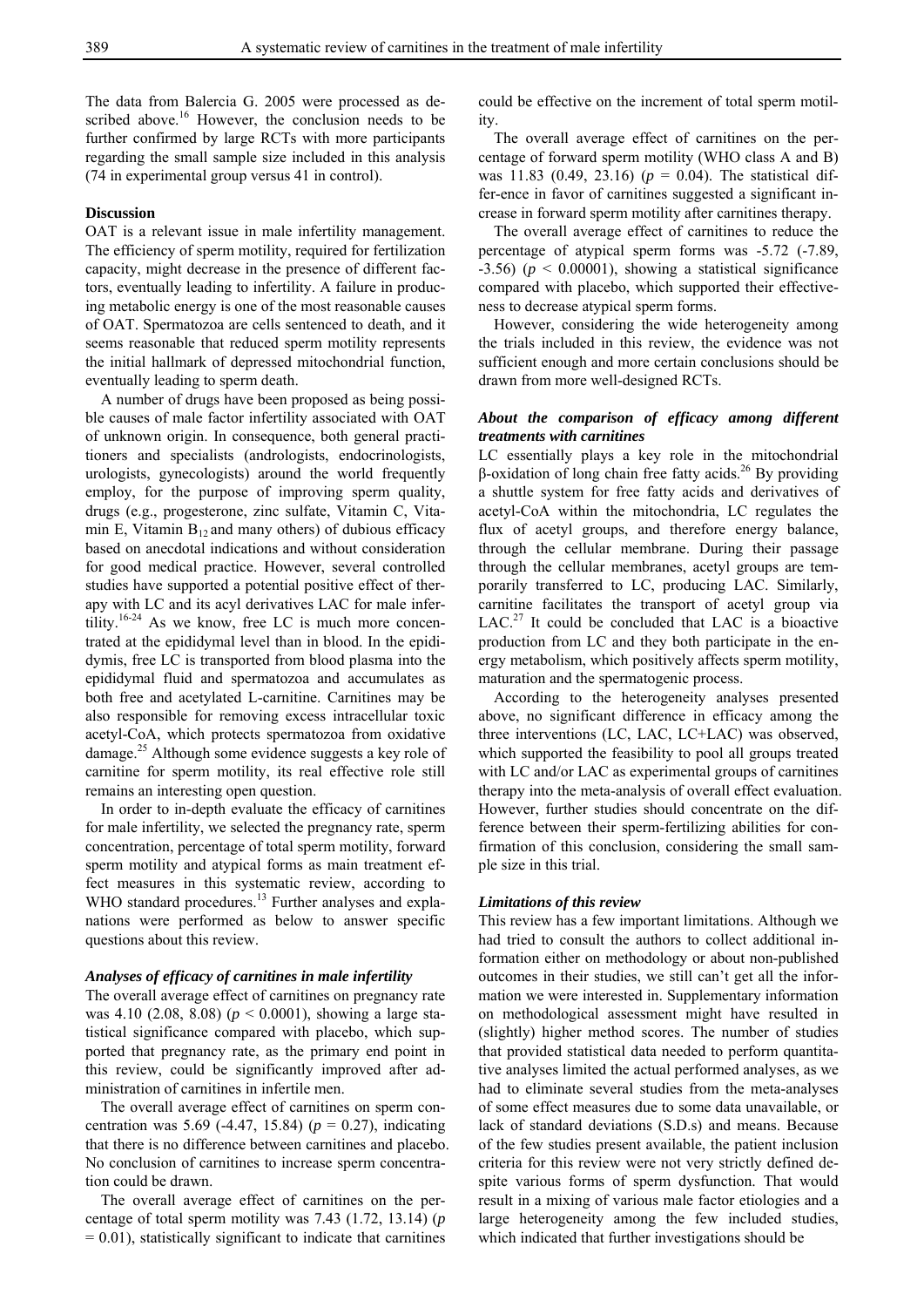The data from Balercia G. 2005 were processed as described above.[16] However, the conclusion needs to be further confirmed by large RCTs with more participants regarding the small sample size included in this analysis (74 in experimental group versus 41 in control).

**Discussion**

OAT is a relevant issue in male infertility management. The efficiency of sperm motility, required for fertilization capacity, might decrease in the presence of different factors, eventually leading to infertility. A failure in producing metabolic energy is one of the most reasonable causes of OAT. Spermatozoa are cells sentenced to death, and it seems reasonable that reduced sperm motility represents the initial hallmark of depressed mitochondrial function, eventually leading to sperm death.

A number of drugs have been proposed as being possible causes of male factor infertility associated with OAT of unknown origin. In consequence, both general practitioners and specialists (andrologists, endocrinologists, urologists, gynecologists) around the world frequently employ, for the purpose of improving sperm quality, drugs (e.g., progesterone, zinc sulfate, Vitamin C, Vitamin E, Vitamin $B_{12}$ and many others) of dubious efficacy based on anecdotal indications and without consideration for good medical practice. However, several controlled studies have supported a potential positive effect of therapy with LC and its acyl derivatives LAC for male infertility.[16-24] As we know, free LC is much more concentrated at the epididymal level than in blood. In the epididymis, free LC is transported from blood plasma into the epididymal fluid and spermatozoa and accumulates as both free and acetylated L-carnitine. Carnitines may be also responsible for removing excess intracellular toxic acetyl-CoA, which protects spermatozoa from oxidative damage.[25] Although some evidence suggests a key role of carnitine for sperm motility, its real effective role still remains an interesting open question.

In order to in-depth evaluate the efficacy of carnitines for male infertility, we selected the pregnancy rate, sperm concentration, percentage of total sperm motility, forward sperm motility and atypical forms as main treatment effect measures in this systematic review, according to WHO standard procedures.[13] Further analyses and explanations were performed as below to answer specific questions about this review.

***Analyses of efficacy of carnitines in male infertility***

The overall average effect of carnitines on pregnancy rate was 4.10 (2.08, 8.08) ($p < 0.0001$), showing a large statistical significance compared with placebo, which supported that pregnancy rate, as the primary end point in this review, could be significantly improved after administration of carnitines in infertile men.

The overall average effect of carnitines on sperm concentration was 5.69 (-4.47, 15.84) ($p = 0.27$), indicating that there is no difference between carnitines and placebo. No conclusion of carnitines to increase sperm concentration could be drawn.

The overall average effect of carnitines on the percentage of total sperm motility was 7.43 (1.72, 13.14) ($p = 0.01$), statistically significant to indicate that carnitines could be effective on the increment of total sperm motility.

The overall average effect of carnitines on the percentage of forward sperm motility (WHO class A and B) was 11.83 (0.49, 23.16) ($p = 0.04$). The statistical difference in favor of carnitines suggested a significant increase in forward sperm motility after carnitines therapy.

The overall average effect of carnitines to reduce the percentage of atypical sperm forms was -5.72 (-7.89, -3.56) ($p < 0.00001$), showing a statistical significance compared with placebo, which supported their effectiveness to decrease atypical sperm forms.

However, considering the wide heterogeneity among the trials included in this review, the evidence was not sufficient enough and more certain conclusions should be drawn from more well-designed RCTs.

***About the comparison of efficacy among different treatments with carnitines***

LC essentially plays a key role in the mitochondrial β-oxidation of long chain free fatty acids.[26] By providing a shuttle system for free fatty acids and derivatives of acetyl-CoA within the mitochondria, LC regulates the flux of acetyl groups, and therefore energy balance, through the cellular membrane. During their passage through the cellular membranes, acetyl groups are temporarily transferred to LC, producing LAC. Similarly, carnitine facilitates the transport of acetyl group via LAC.[27] It could be concluded that LAC is a bioactive production from LC and they both participate in the energy metabolism, which positively affects sperm motility, maturation and the spermatogenic process.

According to the heterogeneity analyses presented above, no significant difference in efficacy among the three interventions (LC, LAC, LC+LAC) was observed, which supported the feasibility to pool all groups treated with LC and/or LAC as experimental groups of carnitines therapy into the meta-analysis of overall effect evaluation. However, further studies should concentrate on the difference between their sperm-fertilizing abilities for confirmation of this conclusion, considering the small sample size in this trial.

***Limitations of this review***

This review has a few important limitations. Although we had tried to consult the authors to collect additional information either on methodology or about non-published outcomes in their studies, we still can't get all the information we were interested in. Supplementary information on methodological assessment might have resulted in (slightly) higher method scores. The number of studies that provided statistical data needed to perform quantitative analyses limited the actual performed analyses, as we had to eliminate several studies from the meta-analyses of some effect measures due to some data unavailable, or lack of standard deviations (S.D.s) and means. Because of the few studies present available, the patient inclusion criteria for this review were not very strictly defined despite various forms of sperm dysfunction. That would result in a mixing of various male factor etiologies and a large heterogeneity among the few included studies, which indicated that further investigations should be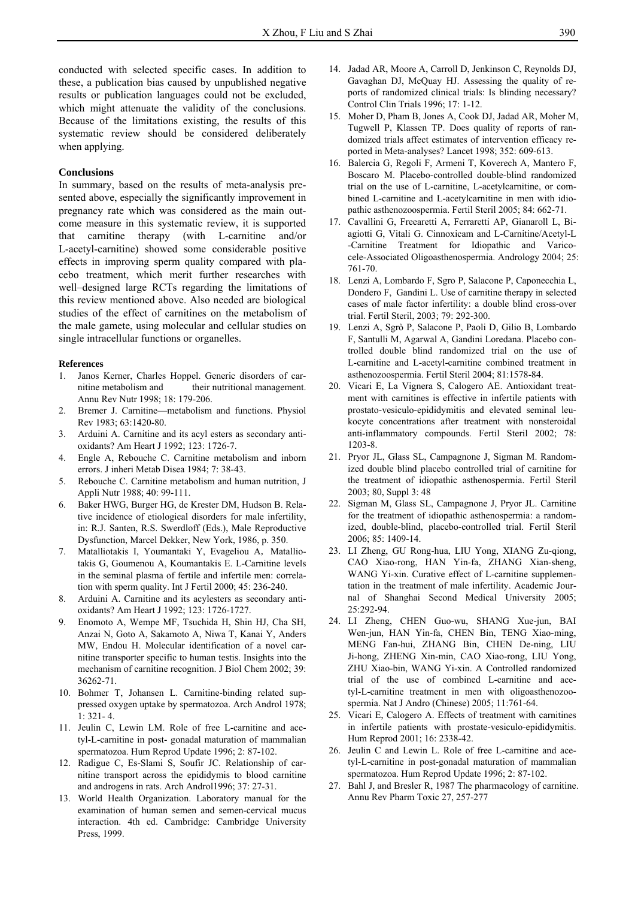conducted with selected specific cases. In addition to these, a publication bias caused by unpublished negative results or publication languages could not be excluded, which might attenuate the validity of the conclusions. Because of the limitations existing, the results of this systematic review should be considered deliberately when applying.

## Conclusions

In summary, based on the results of meta-analysis presented above, especially the significantly improvement in pregnancy rate which was considered as the main outcome measure in this systematic review, it is supported that carnitine therapy (with L-carnitine and/or L-acetyl-carnitine) showed some considerable positive effects in improving sperm quality compared with placebo treatment, which merit further researches with well–designed large RCTs regarding the limitations of this review mentioned above. Also needed are biological studies of the effect of carnitines on the metabolism of the male gamete, using molecular and cellular studies on single intracellular functions or organelles.

### References

1. Janos Kerner, Charles Hoppel. Generic disorders of carnitine metabolism and their nutritional management. Annu Rev Nutr 1998; 18: 179-206.
2. Bremer J. Carnitine—metabolism and functions. Physiol Rev 1983; 63:1420-80.
3. Arduini A. Carnitine and its acyl esters as secondary antioxidants? Am Heart J 1992; 123: 1726-7.
4. Engle A, Rebouche C. Carnitine metabolism and inborn errors. J inheri Metab Disea 1984; 7: 38-43.
5. Rebouche C. Carnitine metabolism and human nutrition, J Appli Nutr 1988; 40: 99-111.
6. Baker HWG, Burger HG, de Krester DM, Hudson B. Relative incidence of etiological disorders for male infertility, in: R.J. Santen, R.S. Swerdloff (Eds.), Male Reproductive Dysfunction, Marcel Dekker, New York, 1986, p. 350.
7. Matalliotakis I, Youmantaki Y, Evageliou A, Matalliotakis G, Goumenou A, Koumantakis E. L-Carnitine levels in the seminal plasma of fertile and infertile men: correlation with sperm quality. Int J Fertil 2000; 45: 236-240.
8. Arduini A. Carnitine and its acylesters as secondary antioxidants? Am Heart J 1992; 123: 1726-1727.
9. Enomoto A, Wempe MF, Tsuchida H, Shin HJ, Cha SH, Anzai N, Goto A, Sakamoto A, Niwa T, Kanai Y, Anders MW, Endou H. Molecular identification of a novel carnitine transporter specific to human testis. Insights into the mechanism of carnitine recognition. J Biol Chem 2002; 39: 36262-71.
10. Bohmer T, Johansen L. Carnitine-binding related suppressed oxygen uptake by spermatozoa. Arch Androl 1978; 1: 321- 4.
11. Jeulin C, Lewin LM. Role of free L-carnitine and acetyl-L-carnitine in post- gonadal maturation of mammalian spermatozoa. Hum Reprod Update 1996; 2: 87-102.
12. Radigue C, Es-Slami S, Soufir JC. Relationship of carnitine transport across the epididymis to blood carnitine and androgens in rats. Arch Androl1996; 37: 27-31.
13. World Health Organization. Laboratory manual for the examination of human semen and semen-cervical mucus interaction. 4th ed. Cambridge: Cambridge University Press, 1999.
14. Jadad AR, Moore A, Carroll D, Jenkinson C, Reynolds DJ, Gavaghan DJ, McQuay HJ. Assessing the quality of reports of randomized clinical trials: Is blinding necessary? Control Clin Trials 1996; 17: 1-12.
15. Moher D, Pham B, Jones A, Cook DJ, Jadad AR, Moher M, Tugwell P, Klassen TP. Does quality of reports of randomized trials affect estimates of intervention efficacy reported in Meta-analyses? Lancet 1998; 352: 609-613.
16. Balercia G, Regoli F, Armeni T, Koverech A, Mantero F, Boscaro M. Placebo-controlled double-blind randomized trial on the use of L-carnitine, L-acetylcarnitine, or combined L-carnitine and L-acetylcarnitine in men with idiopathic asthenozoospermia. Fertil Steril 2005; 84: 662-71.
17. Cavallini G, Freearetti A, Ferraretti AP, Gianaroll L, Biagiotti G, Vitali G. Cinnoxicam and L-Carnitine/Acetyl-L -Carnitine Treatment for Idiopathic and Varicocele-Associated Oligoasthenospermia. Andrology 2004; 25: 761-70.
18. Lenzi A, Lombardo F, Sgro P, Salacone P, Caponecchia L, Dondero F, Gandini L. Use of carnitine therapy in selected cases of male factor infertility: a double blind cross-over trial. Fertil Steril, 2003; 79: 292-300.
19. Lenzi A, Sgrò P, Salacone P, Paoli D, Gilio B, Lombardo F, Santulli M, Agarwal A, Gandini Loredana. Placebo controlled double blind randomized trial on the use of L-carnitine and L-acetyl-carnitine combined treatment in asthenozoospermia. Fertil Steril 2004; 81:1578-84.
20. Vicari E, La Vignera S, Calogero AE. Antioxidant treatment with carnitines is effective in infertile patients with prostato-vesiculo-epididymitis and elevated seminal leukocyte concentrations after treatment with nonsteroidal anti-inflammatory compounds. Fertil Steril 2002; 78: 1203-8.
21. Pryor JL, Glass SL, Campagnone J, Sigman M. Randomized double blind placebo controlled trial of carnitine for the treatment of idiopathic asthenospermia. Fertil Steril 2003; 80, Suppl 3: 48
22. Sigman M, Glass SL, Campagnone J, Pryor JL. Carnitine for the treatment of idiopathic asthenospermia: a randomized, double-blind, placebo-controlled trial. Fertil Steril 2006; 85: 1409-14.
23. LI Zheng, GU Rong-hua, LIU Yong, XIANG Zu-qiong, CAO Xiao-rong, HAN Yin-fa, ZHANG Xian-sheng, WANG Yi-xin. Curative effect of L-carnitine supplementation in the treatment of male infertility. Academic Journal of Shanghai Second Medical University 2005; 25:292-94.
24. LI Zheng, CHEN Guo-wu, SHANG Xue-jun, BAI Wen-jun, HAN Yin-fa, CHEN Bin, TENG Xiao-ming, MENG Fan-hui, ZHANG Bin, CHEN De-ning, LIU Ji-hong, ZHENG Xin-min, CAO Xiao-rong, LIU Yong, ZHU Xiao-bin, WANG Yi-xin. A Controlled randomized trial of the use of combined L-carnitine and acetyl-L-carnitine treatment in men with oligoasthenozoospermia. Nat J Andro (Chinese) 2005; 11:761-64.
25. Vicari E, Calogero A. Effects of treatment with carnitines in infertile patients with prostate-vesiculo-epididymitis. Hum Reprod 2001; 16: 2338-42.
26. Jeulin C and Lewin L. Role of free L-carnitine and acetyl-L-carnitine in post-gonadal maturation of mammalian spermatozoa. Hum Reprod Update 1996; 2: 87-102.
27. Bahl J, and Bresler R, 1987 The pharmacology of carnitine. Annu Rev Pharm Toxic 27, 257-277